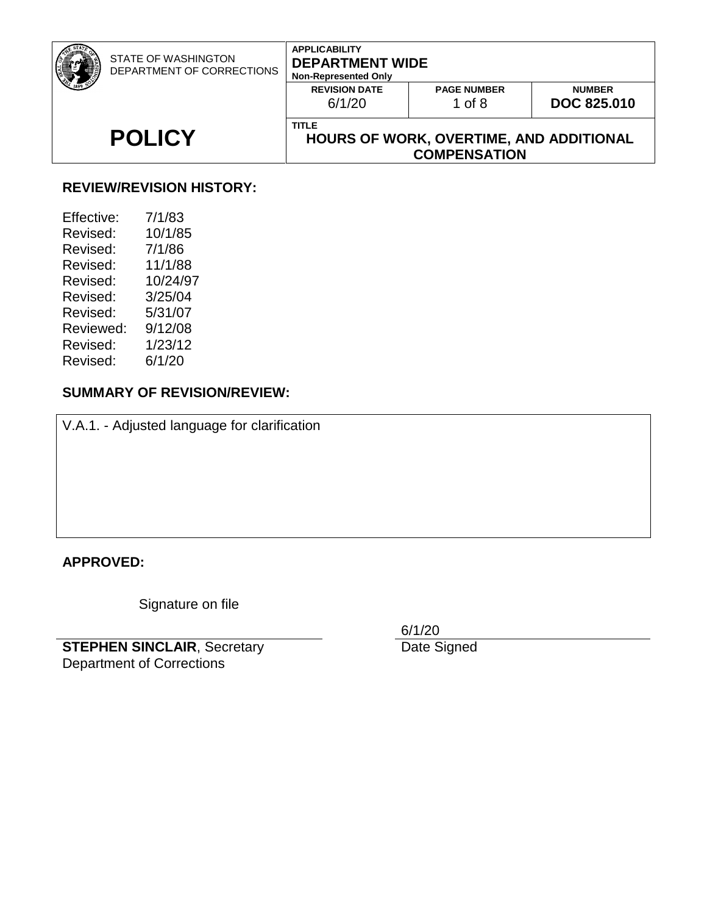| STATE OF WASHINGTON DEPARTMENT OF CORRECTIONS | APPLICABILITY **DEPARTMENT WIDE** Non-Represented Only | | |
|---|---|---|---|
| | **REVISION DATE** 6/1/20 | **PAGE NUMBER** 1 of 8 | **NUMBER** **DOC 825.010** |
| **POLICY** | TITLE **HOURS OF WORK, OVERTIME, AND ADDITIONAL COMPENSATION** | | |

## REVIEW/REVISION HISTORY:

Effective: 7/1/83
Revised: 10/1/85
Revised: 7/1/86
Revised: 11/1/88
Revised: 10/24/97
Revised: 3/25/04
Revised: 5/31/07
Reviewed: 9/12/08
Revised: 1/23/12
Revised: 6/1/20

## SUMMARY OF REVISION/REVIEW:

V.A.1. - Adjusted language for clarification

## APPROVED:

Signature on file

**STEPHEN SINCLAIR**, Secretary
Department of Corrections

6/1/20
Date Signed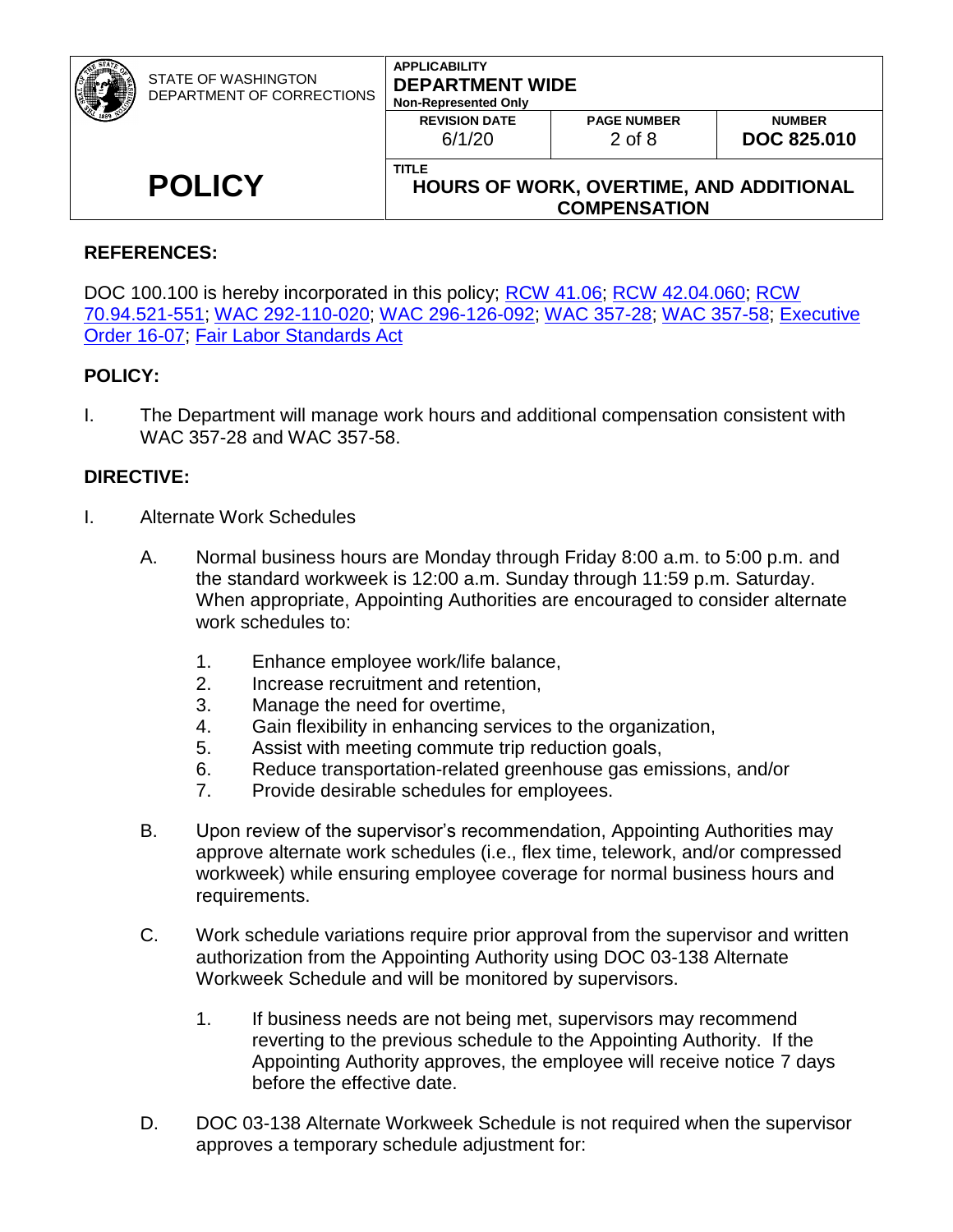**REFERENCES:**

DOC 100.100 is hereby incorporated in this policy; RCW 41.06; RCW 42.04.060; RCW 70.94.521-551; WAC 292-110-020; WAC 296-126-092; WAC 357-28; WAC 357-58; Executive Order 16-07; Fair Labor Standards Act

**POLICY:**

I. The Department will manage work hours and additional compensation consistent with WAC 357-28 and WAC 357-58.

**DIRECTIVE:**

I. Alternate Work Schedules

A. Normal business hours are Monday through Friday 8:00 a.m. to 5:00 p.m. and the standard workweek is 12:00 a.m. Sunday through 11:59 p.m. Saturday. When appropriate, Appointing Authorities are encouraged to consider alternate work schedules to:

1. Enhance employee work/life balance,
2. Increase recruitment and retention,
3. Manage the need for overtime,
4. Gain flexibility in enhancing services to the organization,
5. Assist with meeting commute trip reduction goals,
6. Reduce transportation-related greenhouse gas emissions, and/or
7. Provide desirable schedules for employees.

B. Upon review of the supervisor's recommendation, Appointing Authorities may approve alternate work schedules (i.e., flex time, telework, and/or compressed workweek) while ensuring employee coverage for normal business hours and requirements.

C. Work schedule variations require prior approval from the supervisor and written authorization from the Appointing Authority using DOC 03-138 Alternate Workweek Schedule and will be monitored by supervisors.

1. If business needs are not being met, supervisors may recommend reverting to the previous schedule to the Appointing Authority. If the Appointing Authority approves, the employee will receive notice 7 days before the effective date.

D. DOC 03-138 Alternate Workweek Schedule is not required when the supervisor approves a temporary schedule adjustment for: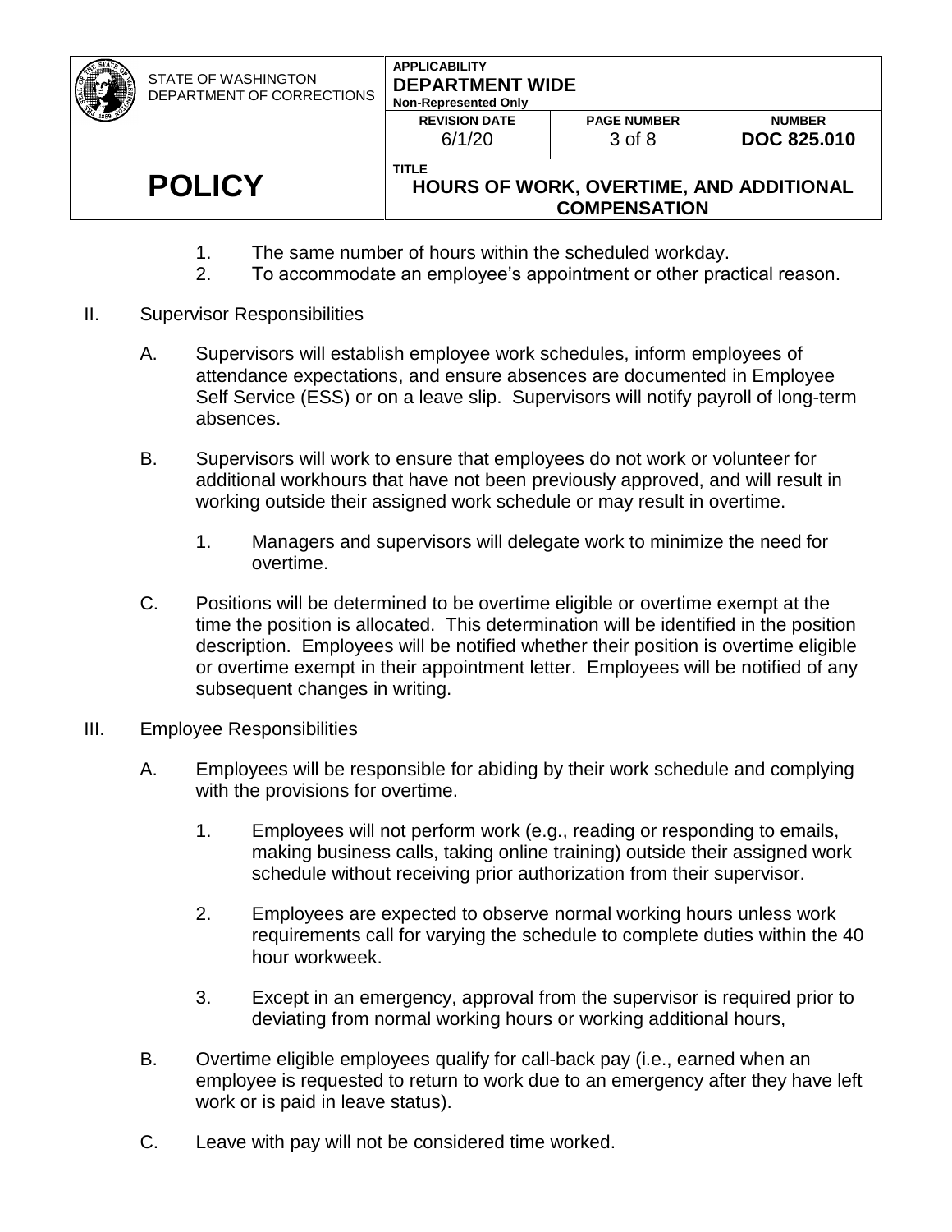1. The same number of hours within the scheduled workday.
2. To accommodate an employee's appointment or other practical reason.

II. Supervisor Responsibilities

A. Supervisors will establish employee work schedules, inform employees of attendance expectations, and ensure absences are documented in Employee Self Service (ESS) or on a leave slip. Supervisors will notify payroll of long-term absences.

B. Supervisors will work to ensure that employees do not work or volunteer for additional workhours that have not been previously approved, and will result in working outside their assigned work schedule or may result in overtime.

1. Managers and supervisors will delegate work to minimize the need for overtime.

C. Positions will be determined to be overtime eligible or overtime exempt at the time the position is allocated. This determination will be identified in the position description. Employees will be notified whether their position is overtime eligible or overtime exempt in their appointment letter. Employees will be notified of any subsequent changes in writing.

III. Employee Responsibilities

A. Employees will be responsible for abiding by their work schedule and complying with the provisions for overtime.

1. Employees will not perform work (e.g., reading or responding to emails, making business calls, taking online training) outside their assigned work schedule without receiving prior authorization from their supervisor.

2. Employees are expected to observe normal working hours unless work requirements call for varying the schedule to complete duties within the 40 hour workweek.

3. Except in an emergency, approval from the supervisor is required prior to deviating from normal working hours or working additional hours,

B. Overtime eligible employees qualify for call-back pay (i.e., earned when an employee is requested to return to work due to an emergency after they have left work or is paid in leave status).

C. Leave with pay will not be considered time worked.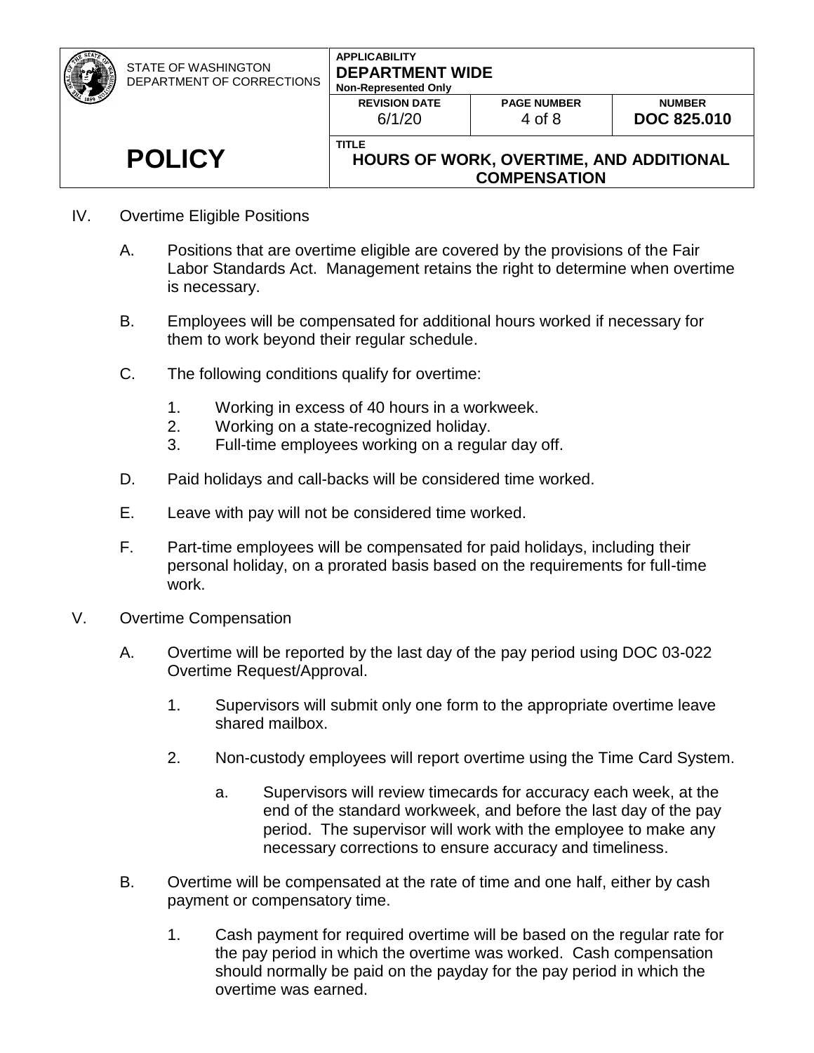IV. Overtime Eligible Positions

A. Positions that are overtime eligible are covered by the provisions of the Fair Labor Standards Act. Management retains the right to determine when overtime is necessary.

B. Employees will be compensated for additional hours worked if necessary for them to work beyond their regular schedule.

C. The following conditions qualify for overtime:

1. Working in excess of 40 hours in a workweek.
2. Working on a state-recognized holiday.
3. Full-time employees working on a regular day off.

D. Paid holidays and call-backs will be considered time worked.

E. Leave with pay will not be considered time worked.

F. Part-time employees will be compensated for paid holidays, including their personal holiday, on a prorated basis based on the requirements for full-time work.

V. Overtime Compensation

A. Overtime will be reported by the last day of the pay period using DOC 03-022 Overtime Request/Approval.

1. Supervisors will submit only one form to the appropriate overtime leave shared mailbox.

2. Non-custody employees will report overtime using the Time Card System.

   a. Supervisors will review timecards for accuracy each week, at the end of the standard workweek, and before the last day of the pay period. The supervisor will work with the employee to make any necessary corrections to ensure accuracy and timeliness.

B. Overtime will be compensated at the rate of time and one half, either by cash payment or compensatory time.

1. Cash payment for required overtime will be based on the regular rate for the pay period in which the overtime was worked. Cash compensation should normally be paid on the payday for the pay period in which the overtime was earned.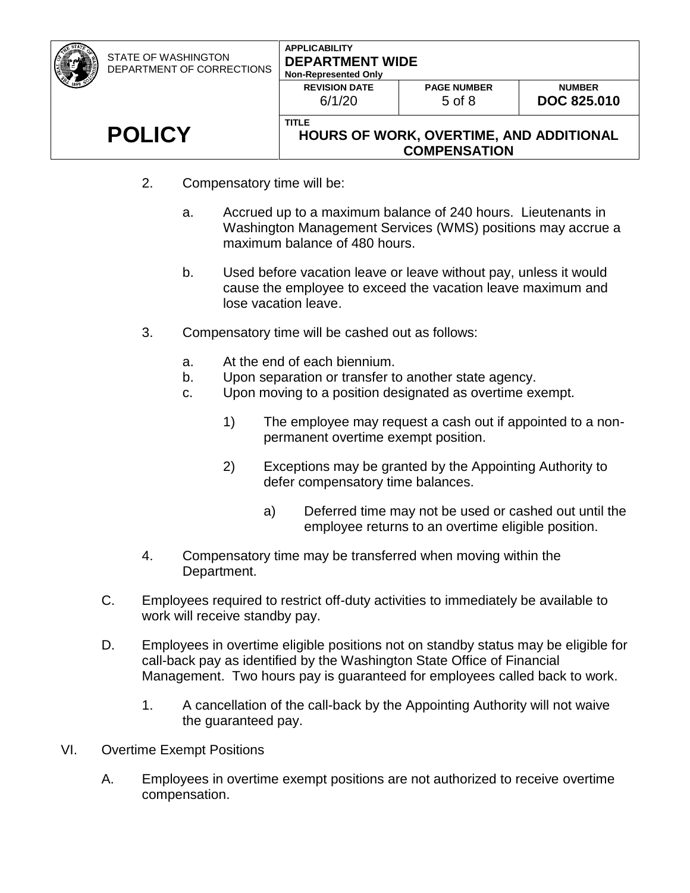2. Compensatory time will be:

    a. Accrued up to a maximum balance of 240 hours. Lieutenants in Washington Management Services (WMS) positions may accrue a maximum balance of 480 hours.

    b. Used before vacation leave or leave without pay, unless it would cause the employee to exceed the vacation leave maximum and lose vacation leave.

3. Compensatory time will be cashed out as follows:

    a. At the end of each biennium.
    b. Upon separation or transfer to another state agency.
    c. Upon moving to a position designated as overtime exempt.

        1) The employee may request a cash out if appointed to a non-permanent overtime exempt position.

        2) Exceptions may be granted by the Appointing Authority to defer compensatory time balances.

            a) Deferred time may not be used or cashed out until the employee returns to an overtime eligible position.

4. Compensatory time may be transferred when moving within the Department.

C. Employees required to restrict off-duty activities to immediately be available to work will receive standby pay.

D. Employees in overtime eligible positions not on standby status may be eligible for call-back pay as identified by the Washington State Office of Financial Management. Two hours pay is guaranteed for employees called back to work.

1. A cancellation of the call-back by the Appointing Authority will not waive the guaranteed pay.

VI. Overtime Exempt Positions

A. Employees in overtime exempt positions are not authorized to receive overtime compensation.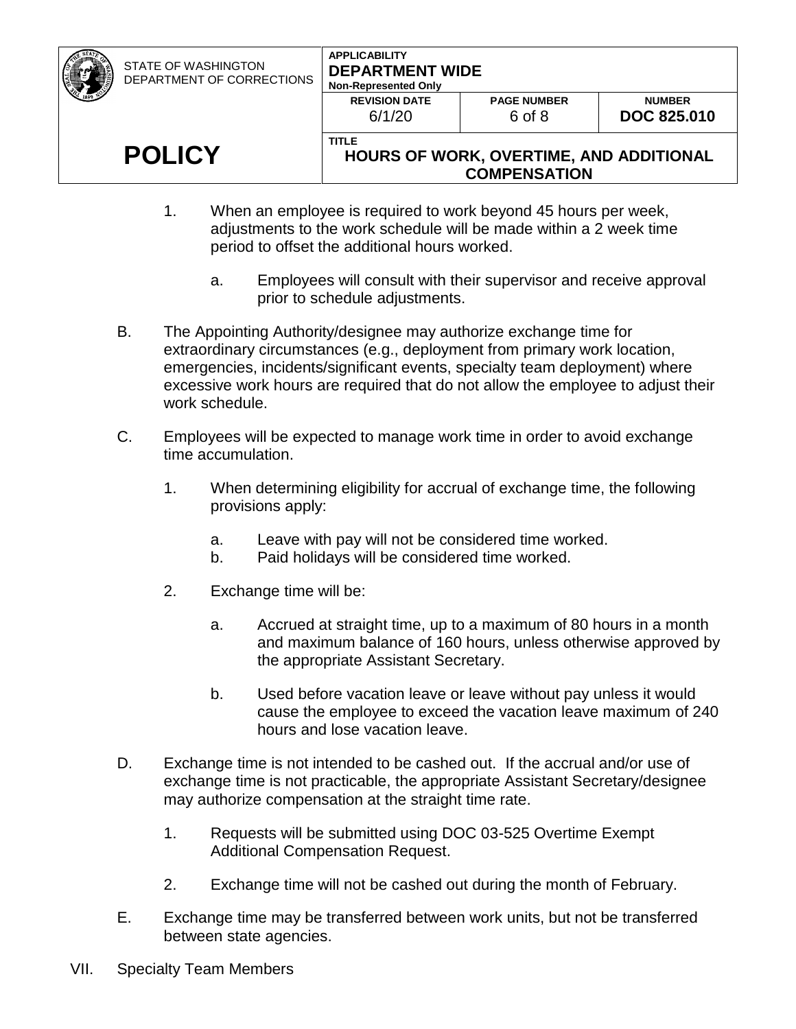1. When an employee is required to work beyond 45 hours per week, adjustments to the work schedule will be made within a 2 week time period to offset the additional hours worked.

   a. Employees will consult with their supervisor and receive approval prior to schedule adjustments.

B. The Appointing Authority/designee may authorize exchange time for extraordinary circumstances (e.g., deployment from primary work location, emergencies, incidents/significant events, specialty team deployment) where excessive work hours are required that do not allow the employee to adjust their work schedule.

C. Employees will be expected to manage work time in order to avoid exchange time accumulation.

   1. When determining eligibility for accrual of exchange time, the following provisions apply:

      a. Leave with pay will not be considered time worked.
      b. Paid holidays will be considered time worked.

   2. Exchange time will be:

      a. Accrued at straight time, up to a maximum of 80 hours in a month and maximum balance of 160 hours, unless otherwise approved by the appropriate Assistant Secretary.

      b. Used before vacation leave or leave without pay unless it would cause the employee to exceed the vacation leave maximum of 240 hours and lose vacation leave.

D. Exchange time is not intended to be cashed out. If the accrual and/or use of exchange time is not practicable, the appropriate Assistant Secretary/designee may authorize compensation at the straight time rate.

   1. Requests will be submitted using DOC 03-525 Overtime Exempt Additional Compensation Request.

   2. Exchange time will not be cashed out during the month of February.

E. Exchange time may be transferred between work units, but not be transferred between state agencies.

VII. Specialty Team Members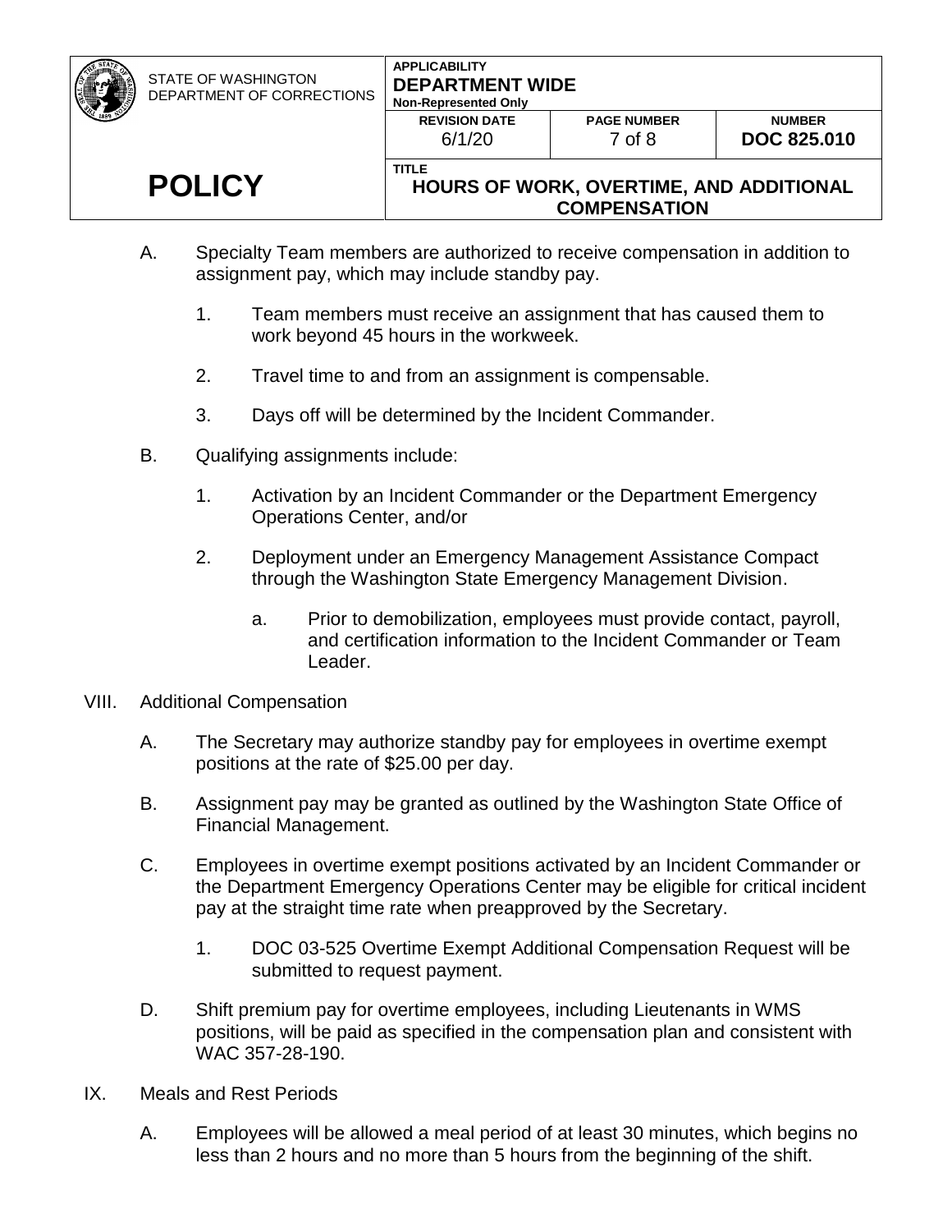A. Specialty Team members are authorized to receive compensation in addition to assignment pay, which may include standby pay.

   1. Team members must receive an assignment that has caused them to work beyond 45 hours in the workweek.

   2. Travel time to and from an assignment is compensable.

   3. Days off will be determined by the Incident Commander.

B. Qualifying assignments include:

   1. Activation by an Incident Commander or the Department Emergency Operations Center, and/or

   2. Deployment under an Emergency Management Assistance Compact through the Washington State Emergency Management Division.

      a. Prior to demobilization, employees must provide contact, payroll, and certification information to the Incident Commander or Team Leader.

VIII. Additional Compensation

A. The Secretary may authorize standby pay for employees in overtime exempt positions at the rate of $25.00 per day.

B. Assignment pay may be granted as outlined by the Washington State Office of Financial Management.

C. Employees in overtime exempt positions activated by an Incident Commander or the Department Emergency Operations Center may be eligible for critical incident pay at the straight time rate when preapproved by the Secretary.

   1. DOC 03-525 Overtime Exempt Additional Compensation Request will be submitted to request payment.

D. Shift premium pay for overtime employees, including Lieutenants in WMS positions, will be paid as specified in the compensation plan and consistent with WAC 357-28-190.

IX. Meals and Rest Periods

A. Employees will be allowed a meal period of at least 30 minutes, which begins no less than 2 hours and no more than 5 hours from the beginning of the shift.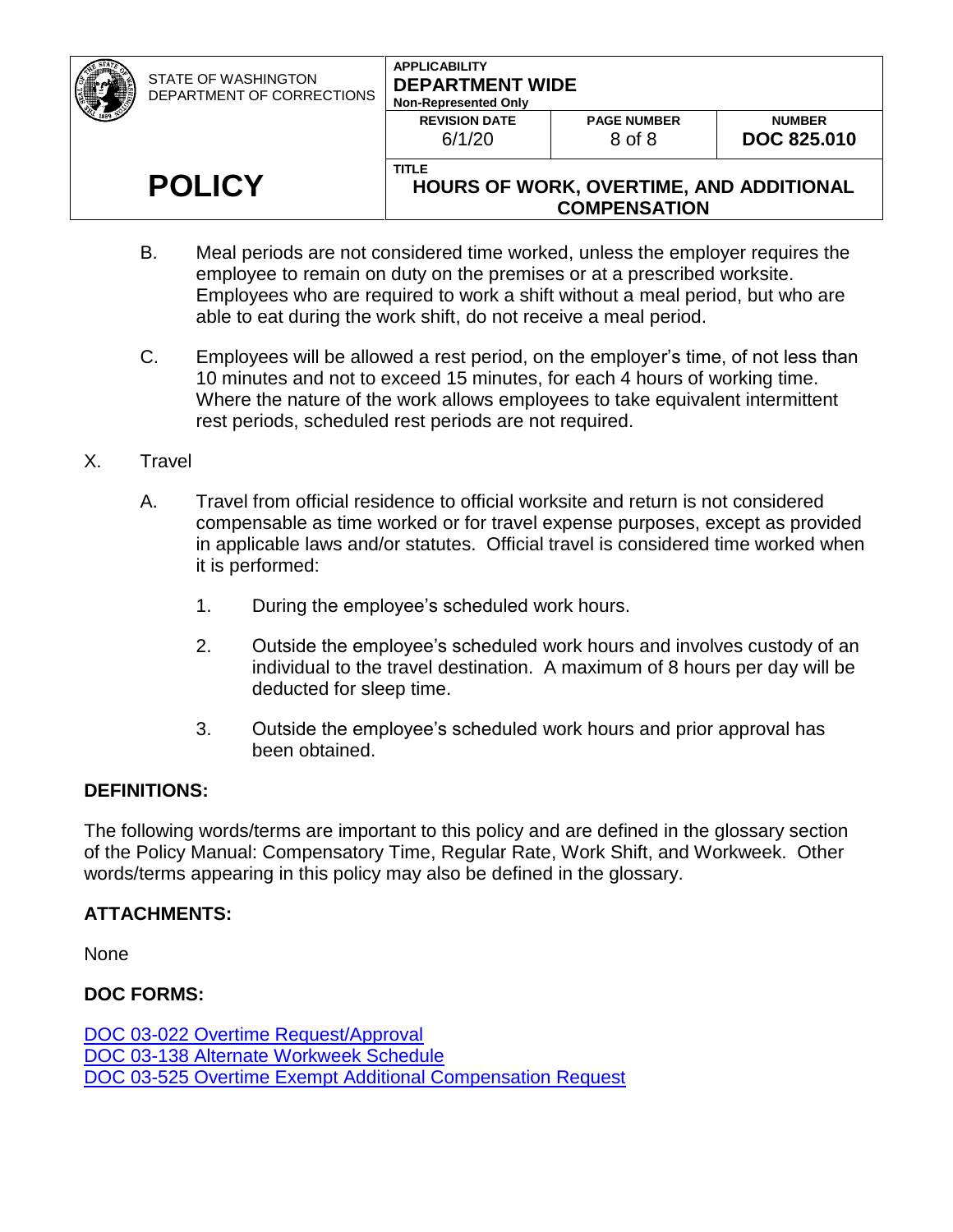B. Meal periods are not considered time worked, unless the employer requires the employee to remain on duty on the premises or at a prescribed worksite. Employees who are required to work a shift without a meal period, but who are able to eat during the work shift, do not receive a meal period.

C. Employees will be allowed a rest period, on the employer's time, of not less than 10 minutes and not to exceed 15 minutes, for each 4 hours of working time. Where the nature of the work allows employees to take equivalent intermittent rest periods, scheduled rest periods are not required.

X. Travel

A. Travel from official residence to official worksite and return is not considered compensable as time worked or for travel expense purposes, except as provided in applicable laws and/or statutes. Official travel is considered time worked when it is performed:

1. During the employee's scheduled work hours.

2. Outside the employee's scheduled work hours and involves custody of an individual to the travel destination. A maximum of 8 hours per day will be deducted for sleep time.

3. Outside the employee's scheduled work hours and prior approval has been obtained.

## DEFINITIONS:

The following words/terms are important to this policy and are defined in the glossary section of the Policy Manual: Compensatory Time, Regular Rate, Work Shift, and Workweek. Other words/terms appearing in this policy may also be defined in the glossary.

## ATTACHMENTS:

None

## DOC FORMS:

DOC 03-022 Overtime Request/Approval
DOC 03-138 Alternate Workweek Schedule
DOC 03-525 Overtime Exempt Additional Compensation Request